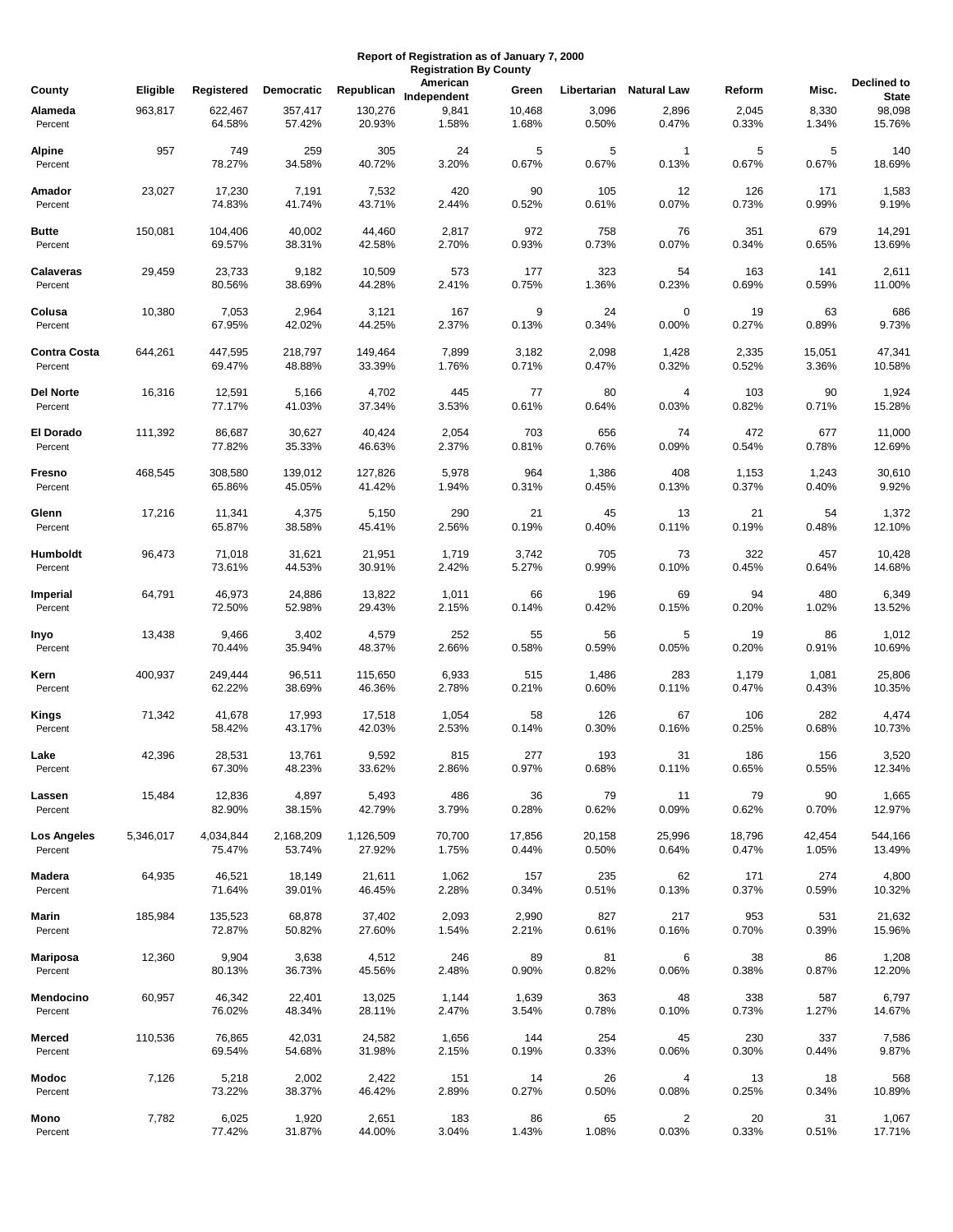**Report of Registration as of January 7, 2000**
**Registration By County**

| County | Eligible | Registered | Democratic | Republican | American Independent | Green | Libertarian | Natural Law | Reform | Misc. | Declined to State |
|---|---|---|---|---|---|---|---|---|---|---|---|
| **Alameda** | 963,817 | 622,467 | 357,417 | 130,276 | 9,841 | 10,468 | 3,096 | 2,896 | 2,045 | 8,330 | 98,098 |
| Percent | | 64.58% | 57.42% | 20.93% | 1.58% | 1.68% | 0.50% | 0.47% | 0.33% | 1.34% | 15.76% |
| **Alpine** | 957 | 749 | 259 | 305 | 24 | 5 | 5 | 1 | 5 | 5 | 140 |
| Percent | | 78.27% | 34.58% | 40.72% | 3.20% | 0.67% | 0.67% | 0.13% | 0.67% | 0.67% | 18.69% |
| **Amador** | 23,027 | 17,230 | 7,191 | 7,532 | 420 | 90 | 105 | 12 | 126 | 171 | 1,583 |
| Percent | | 74.83% | 41.74% | 43.71% | 2.44% | 0.52% | 0.61% | 0.07% | 0.73% | 0.99% | 9.19% |
| **Butte** | 150,081 | 104,406 | 40,002 | 44,460 | 2,817 | 972 | 758 | 76 | 351 | 679 | 14,291 |
| Percent | | 69.57% | 38.31% | 42.58% | 2.70% | 0.93% | 0.73% | 0.07% | 0.34% | 0.65% | 13.69% |
| **Calaveras** | 29,459 | 23,733 | 9,182 | 10,509 | 573 | 177 | 323 | 54 | 163 | 141 | 2,611 |
| Percent | | 80.56% | 38.69% | 44.28% | 2.41% | 0.75% | 1.36% | 0.23% | 0.69% | 0.59% | 11.00% |
| **Colusa** | 10,380 | 7,053 | 2,964 | 3,121 | 167 | 9 | 24 | 0 | 19 | 63 | 686 |
| Percent | | 67.95% | 42.02% | 44.25% | 2.37% | 0.13% | 0.34% | 0.00% | 0.27% | 0.89% | 9.73% |
| **Contra Costa** | 644,261 | 447,595 | 218,797 | 149,464 | 7,899 | 3,182 | 2,098 | 1,428 | 2,335 | 15,051 | 47,341 |
| Percent | | 69.47% | 48.88% | 33.39% | 1.76% | 0.71% | 0.47% | 0.32% | 0.52% | 3.36% | 10.58% |
| **Del Norte** | 16,316 | 12,591 | 5,166 | 4,702 | 445 | 77 | 80 | 4 | 103 | 90 | 1,924 |
| Percent | | 77.17% | 41.03% | 37.34% | 3.53% | 0.61% | 0.64% | 0.03% | 0.82% | 0.71% | 15.28% |
| **El Dorado** | 111,392 | 86,687 | 30,627 | 40,424 | 2,054 | 703 | 656 | 74 | 472 | 677 | 11,000 |
| Percent | | 77.82% | 35.33% | 46.63% | 2.37% | 0.81% | 0.76% | 0.09% | 0.54% | 0.78% | 12.69% |
| **Fresno** | 468,545 | 308,580 | 139,012 | 127,826 | 5,978 | 964 | 1,386 | 408 | 1,153 | 1,243 | 30,610 |
| Percent | | 65.86% | 45.05% | 41.42% | 1.94% | 0.31% | 0.45% | 0.13% | 0.37% | 0.40% | 9.92% |
| **Glenn** | 17,216 | 11,341 | 4,375 | 5,150 | 290 | 21 | 45 | 13 | 21 | 54 | 1,372 |
| Percent | | 65.87% | 38.58% | 45.41% | 2.56% | 0.19% | 0.40% | 0.11% | 0.19% | 0.48% | 12.10% |
| **Humboldt** | 96,473 | 71,018 | 31,621 | 21,951 | 1,719 | 3,742 | 705 | 73 | 322 | 457 | 10,428 |
| Percent | | 73.61% | 44.53% | 30.91% | 2.42% | 5.27% | 0.99% | 0.10% | 0.45% | 0.64% | 14.68% |
| **Imperial** | 64,791 | 46,973 | 24,886 | 13,822 | 1,011 | 66 | 196 | 69 | 94 | 480 | 6,349 |
| Percent | | 72.50% | 52.98% | 29.43% | 2.15% | 0.14% | 0.42% | 0.15% | 0.20% | 1.02% | 13.52% |
| **Inyo** | 13,438 | 9,466 | 3,402 | 4,579 | 252 | 55 | 56 | 5 | 19 | 86 | 1,012 |
| Percent | | 70.44% | 35.94% | 48.37% | 2.66% | 0.58% | 0.59% | 0.05% | 0.20% | 0.91% | 10.69% |
| **Kern** | 400,937 | 249,444 | 96,511 | 115,650 | 6,933 | 515 | 1,486 | 283 | 1,179 | 1,081 | 25,806 |
| Percent | | 62.22% | 38.69% | 46.36% | 2.78% | 0.21% | 0.60% | 0.11% | 0.47% | 0.43% | 10.35% |
| **Kings** | 71,342 | 41,678 | 17,993 | 17,518 | 1,054 | 58 | 126 | 67 | 106 | 282 | 4,474 |
| Percent | | 58.42% | 43.17% | 42.03% | 2.53% | 0.14% | 0.30% | 0.16% | 0.25% | 0.68% | 10.73% |
| **Lake** | 42,396 | 28,531 | 13,761 | 9,592 | 815 | 277 | 193 | 31 | 186 | 156 | 3,520 |
| Percent | | 67.30% | 48.23% | 33.62% | 2.86% | 0.97% | 0.68% | 0.11% | 0.65% | 0.55% | 12.34% |
| **Lassen** | 15,484 | 12,836 | 4,897 | 5,493 | 486 | 36 | 79 | 11 | 79 | 90 | 1,665 |
| Percent | | 82.90% | 38.15% | 42.79% | 3.79% | 0.28% | 0.62% | 0.09% | 0.62% | 0.70% | 12.97% |
| **Los Angeles** | 5,346,017 | 4,034,844 | 2,168,209 | 1,126,509 | 70,700 | 17,856 | 20,158 | 25,996 | 18,796 | 42,454 | 544,166 |
| Percent | | 75.47% | 53.74% | 27.92% | 1.75% | 0.44% | 0.50% | 0.64% | 0.47% | 1.05% | 13.49% |
| **Madera** | 64,935 | 46,521 | 18,149 | 21,611 | 1,062 | 157 | 235 | 62 | 171 | 274 | 4,800 |
| Percent | | 71.64% | 39.01% | 46.45% | 2.28% | 0.34% | 0.51% | 0.13% | 0.37% | 0.59% | 10.32% |
| **Marin** | 185,984 | 135,523 | 68,878 | 37,402 | 2,093 | 2,990 | 827 | 217 | 953 | 531 | 21,632 |
| Percent | | 72.87% | 50.82% | 27.60% | 1.54% | 2.21% | 0.61% | 0.16% | 0.70% | 0.39% | 15.96% |
| **Mariposa** | 12,360 | 9,904 | 3,638 | 4,512 | 246 | 89 | 81 | 6 | 38 | 86 | 1,208 |
| Percent | | 80.13% | 36.73% | 45.56% | 2.48% | 0.90% | 0.82% | 0.06% | 0.38% | 0.87% | 12.20% |
| **Mendocino** | 60,957 | 46,342 | 22,401 | 13,025 | 1,144 | 1,639 | 363 | 48 | 338 | 587 | 6,797 |
| Percent | | 76.02% | 48.34% | 28.11% | 2.47% | 3.54% | 0.78% | 0.10% | 0.73% | 1.27% | 14.67% |
| **Merced** | 110,536 | 76,865 | 42,031 | 24,582 | 1,656 | 144 | 254 | 45 | 230 | 337 | 7,586 |
| Percent | | 69.54% | 54.68% | 31.98% | 2.15% | 0.19% | 0.33% | 0.06% | 0.30% | 0.44% | 9.87% |
| **Modoc** | 7,126 | 5,218 | 2,002 | 2,422 | 151 | 14 | 26 | 4 | 13 | 18 | 568 |
| Percent | | 73.22% | 38.37% | 46.42% | 2.89% | 0.27% | 0.50% | 0.08% | 0.25% | 0.34% | 10.89% |
| **Mono** | 7,782 | 6,025 | 1,920 | 2,651 | 183 | 86 | 65 | 2 | 20 | 31 | 1,067 |
| Percent | | 77.42% | 31.87% | 44.00% | 3.04% | 1.43% | 1.08% | 0.03% | 0.33% | 0.51% | 17.71% |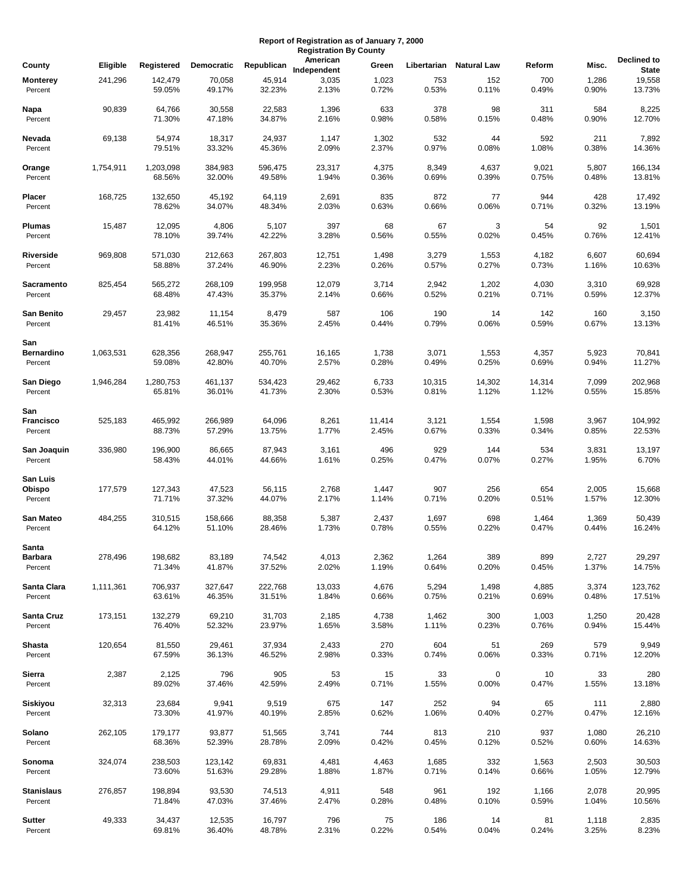**Report of Registration as of January 7, 2000**
**Registration By County**

| County | Eligible | Registered | Democratic | Republican | American Independent | Green | Libertarian | Natural Law | Reform | Misc. | Declined to State |
|---|---|---|---|---|---|---|---|---|---|---|---|
| **Monterey** | 241,296 | 142,479 | 70,058 | 45,914 | 3,035 | 1,023 | 753 | 152 | 700 | 1,286 | 19,558 |
| Percent | | 59.05% | 49.17% | 32.23% | 2.13% | 0.72% | 0.53% | 0.11% | 0.49% | 0.90% | 13.73% |
| **Napa** | 90,839 | 64,766 | 30,558 | 22,583 | 1,396 | 633 | 378 | 98 | 311 | 584 | 8,225 |
| Percent | | 71.30% | 47.18% | 34.87% | 2.16% | 0.98% | 0.58% | 0.15% | 0.48% | 0.90% | 12.70% |
| **Nevada** | 69,138 | 54,974 | 18,317 | 24,937 | 1,147 | 1,302 | 532 | 44 | 592 | 211 | 7,892 |
| Percent | | 79.51% | 33.32% | 45.36% | 2.09% | 2.37% | 0.97% | 0.08% | 1.08% | 0.38% | 14.36% |
| **Orange** | 1,754,911 | 1,203,098 | 384,983 | 596,475 | 23,317 | 4,375 | 8,349 | 4,637 | 9,021 | 5,807 | 166,134 |
| Percent | | 68.56% | 32.00% | 49.58% | 1.94% | 0.36% | 0.69% | 0.39% | 0.75% | 0.48% | 13.81% |
| **Placer** | 168,725 | 132,650 | 45,192 | 64,119 | 2,691 | 835 | 872 | 77 | 944 | 428 | 17,492 |
| Percent | | 78.62% | 34.07% | 48.34% | 2.03% | 0.63% | 0.66% | 0.06% | 0.71% | 0.32% | 13.19% |
| **Plumas** | 15,487 | 12,095 | 4,806 | 5,107 | 397 | 68 | 67 | 3 | 54 | 92 | 1,501 |
| Percent | | 78.10% | 39.74% | 42.22% | 3.28% | 0.56% | 0.55% | 0.02% | 0.45% | 0.76% | 12.41% |
| **Riverside** | 969,808 | 571,030 | 212,663 | 267,803 | 12,751 | 1,498 | 3,279 | 1,553 | 4,182 | 6,607 | 60,694 |
| Percent | | 58.88% | 37.24% | 46.90% | 2.23% | 0.26% | 0.57% | 0.27% | 0.73% | 1.16% | 10.63% |
| **Sacramento** | 825,454 | 565,272 | 268,109 | 199,958 | 12,079 | 3,714 | 2,942 | 1,202 | 4,030 | 3,310 | 69,928 |
| Percent | | 68.48% | 47.43% | 35.37% | 2.14% | 0.66% | 0.52% | 0.21% | 0.71% | 0.59% | 12.37% |
| **San Benito** | 29,457 | 23,982 | 11,154 | 8,479 | 587 | 106 | 190 | 14 | 142 | 160 | 3,150 |
| Percent | | 81.41% | 46.51% | 35.36% | 2.45% | 0.44% | 0.79% | 0.06% | 0.59% | 0.67% | 13.13% |
| **San Bernardino** | 1,063,531 | 628,356 | 268,947 | 255,761 | 16,165 | 1,738 | 3,071 | 1,553 | 4,357 | 5,923 | 70,841 |
| Percent | | 59.08% | 42.80% | 40.70% | 2.57% | 0.28% | 0.49% | 0.25% | 0.69% | 0.94% | 11.27% |
| **San Diego** | 1,946,284 | 1,280,753 | 461,137 | 534,423 | 29,462 | 6,733 | 10,315 | 14,302 | 14,314 | 7,099 | 202,968 |
| Percent | | 65.81% | 36.01% | 41.73% | 2.30% | 0.53% | 0.81% | 1.12% | 1.12% | 0.55% | 15.85% |
| **San Francisco** | 525,183 | 465,992 | 266,989 | 64,096 | 8,261 | 11,414 | 3,121 | 1,554 | 1,598 | 3,967 | 104,992 |
| Percent | | 88.73% | 57.29% | 13.75% | 1.77% | 2.45% | 0.67% | 0.33% | 0.34% | 0.85% | 22.53% |
| **San Joaquin** | 336,980 | 196,900 | 86,665 | 87,943 | 3,161 | 496 | 929 | 144 | 534 | 3,831 | 13,197 |
| Percent | | 58.43% | 44.01% | 44.66% | 1.61% | 0.25% | 0.47% | 0.07% | 0.27% | 1.95% | 6.70% |
| **San Luis Obispo** | 177,579 | 127,343 | 47,523 | 56,115 | 2,768 | 1,447 | 907 | 256 | 654 | 2,005 | 15,668 |
| Percent | | 71.71% | 37.32% | 44.07% | 2.17% | 1.14% | 0.71% | 0.20% | 0.51% | 1.57% | 12.30% |
| **San Mateo** | 484,255 | 310,515 | 158,666 | 88,358 | 5,387 | 2,437 | 1,697 | 698 | 1,464 | 1,369 | 50,439 |
| Percent | | 64.12% | 51.10% | 28.46% | 1.73% | 0.78% | 0.55% | 0.22% | 0.47% | 0.44% | 16.24% |
| **Santa Barbara** | 278,496 | 198,682 | 83,189 | 74,542 | 4,013 | 2,362 | 1,264 | 389 | 899 | 2,727 | 29,297 |
| Percent | | 71.34% | 41.87% | 37.52% | 2.02% | 1.19% | 0.64% | 0.20% | 0.45% | 1.37% | 14.75% |
| **Santa Clara** | 1,111,361 | 706,937 | 327,647 | 222,768 | 13,033 | 4,676 | 5,294 | 1,498 | 4,885 | 3,374 | 123,762 |
| Percent | | 63.61% | 46.35% | 31.51% | 1.84% | 0.66% | 0.75% | 0.21% | 0.69% | 0.48% | 17.51% |
| **Santa Cruz** | 173,151 | 132,279 | 69,210 | 31,703 | 2,185 | 4,738 | 1,462 | 300 | 1,003 | 1,250 | 20,428 |
| Percent | | 76.40% | 52.32% | 23.97% | 1.65% | 3.58% | 1.11% | 0.23% | 0.76% | 0.94% | 15.44% |
| **Shasta** | 120,654 | 81,550 | 29,461 | 37,934 | 2,433 | 270 | 604 | 51 | 269 | 579 | 9,949 |
| Percent | | 67.59% | 36.13% | 46.52% | 2.98% | 0.33% | 0.74% | 0.06% | 0.33% | 0.71% | 12.20% |
| **Sierra** | 2,387 | 2,125 | 796 | 905 | 53 | 15 | 33 | 0 | 10 | 33 | 280 |
| Percent | | 89.02% | 37.46% | 42.59% | 2.49% | 0.71% | 1.55% | 0.00% | 0.47% | 1.55% | 13.18% |
| **Siskiyou** | 32,313 | 23,684 | 9,941 | 9,519 | 675 | 147 | 252 | 94 | 65 | 111 | 2,880 |
| Percent | | 73.30% | 41.97% | 40.19% | 2.85% | 0.62% | 1.06% | 0.40% | 0.27% | 0.47% | 12.16% |
| **Solano** | 262,105 | 179,177 | 93,877 | 51,565 | 3,741 | 744 | 813 | 210 | 937 | 1,080 | 26,210 |
| Percent | | 68.36% | 52.39% | 28.78% | 2.09% | 0.42% | 0.45% | 0.12% | 0.52% | 0.60% | 14.63% |
| **Sonoma** | 324,074 | 238,503 | 123,142 | 69,831 | 4,481 | 4,463 | 1,685 | 332 | 1,563 | 2,503 | 30,503 |
| Percent | | 73.60% | 51.63% | 29.28% | 1.88% | 1.87% | 0.71% | 0.14% | 0.66% | 1.05% | 12.79% |
| **Stanislaus** | 276,857 | 198,894 | 93,530 | 74,513 | 4,911 | 548 | 961 | 192 | 1,166 | 2,078 | 20,995 |
| Percent | | 71.84% | 47.03% | 37.46% | 2.47% | 0.28% | 0.48% | 0.10% | 0.59% | 1.04% | 10.56% |
| **Sutter** | 49,333 | 34,437 | 12,535 | 16,797 | 796 | 75 | 186 | 14 | 81 | 1,118 | 2,835 |
| Percent | | 69.81% | 36.40% | 48.78% | 2.31% | 0.22% | 0.54% | 0.04% | 0.24% | 3.25% | 8.23% |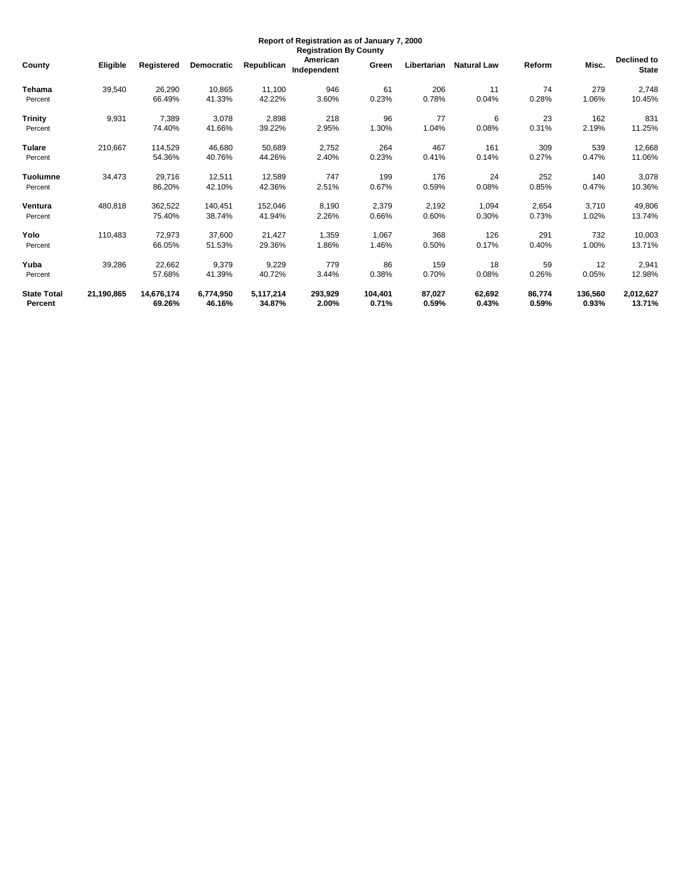**Report of Registration as of January 7, 2000**
**Registration By County**

| County | Eligible | Registered | Democratic | Republican | American Independent | Green | Libertarian | Natural Law | Reform | Misc. | Declined to State |
|---|---|---|---|---|---|---|---|---|---|---|---|
| **Tehama** | 39,540 | 26,290 | 10,865 | 11,100 | 946 | 61 | 206 | 11 | 74 | 279 | 2,748 |
| Percent | | 66.49% | 41.33% | 42.22% | 3.60% | 0.23% | 0.78% | 0.04% | 0.28% | 1.06% | 10.45% |
| **Trinity** | 9,931 | 7,389 | 3,078 | 2,898 | 218 | 96 | 77 | 6 | 23 | 162 | 831 |
| Percent | | 74.40% | 41.66% | 39.22% | 2.95% | 1.30% | 1.04% | 0.08% | 0.31% | 2.19% | 11.25% |
| **Tulare** | 210,667 | 114,529 | 46,680 | 50,689 | 2,752 | 264 | 467 | 161 | 309 | 539 | 12,668 |
| Percent | | 54.36% | 40.76% | 44.26% | 2.40% | 0.23% | 0.41% | 0.14% | 0.27% | 0.47% | 11.06% |
| **Tuolumne** | 34,473 | 29,716 | 12,511 | 12,589 | 747 | 199 | 176 | 24 | 252 | 140 | 3,078 |
| Percent | | 86.20% | 42.10% | 42.36% | 2.51% | 0.67% | 0.59% | 0.08% | 0.85% | 0.47% | 10.36% |
| **Ventura** | 480,818 | 362,522 | 140,451 | 152,046 | 8,190 | 2,379 | 2,192 | 1,094 | 2,654 | 3,710 | 49,806 |
| Percent | | 75.40% | 38.74% | 41.94% | 2.26% | 0.66% | 0.60% | 0.30% | 0.73% | 1.02% | 13.74% |
| **Yolo** | 110,483 | 72,973 | 37,600 | 21,427 | 1,359 | 1,067 | 368 | 126 | 291 | 732 | 10,003 |
| Percent | | 66.05% | 51.53% | 29.36% | 1.86% | 1.46% | 0.50% | 0.17% | 0.40% | 1.00% | 13.71% |
| **Yuba** | 39,286 | 22,662 | 9,379 | 9,229 | 779 | 86 | 159 | 18 | 59 | 12 | 2,941 |
| Percent | | 57.68% | 41.39% | 40.72% | 3.44% | 0.38% | 0.70% | 0.08% | 0.26% | 0.05% | 12.98% |
| **State Total** | **21,190,865** | **14,676,174** | **6,774,950** | **5,117,214** | **293,929** | **104,401** | **87,027** | **62,692** | **86,774** | **136,560** | **2,012,627** |
| **Percent** | | **69.26%** | **46.16%** | **34.87%** | **2.00%** | **0.71%** | **0.59%** | **0.43%** | **0.59%** | **0.93%** | **13.71%** |